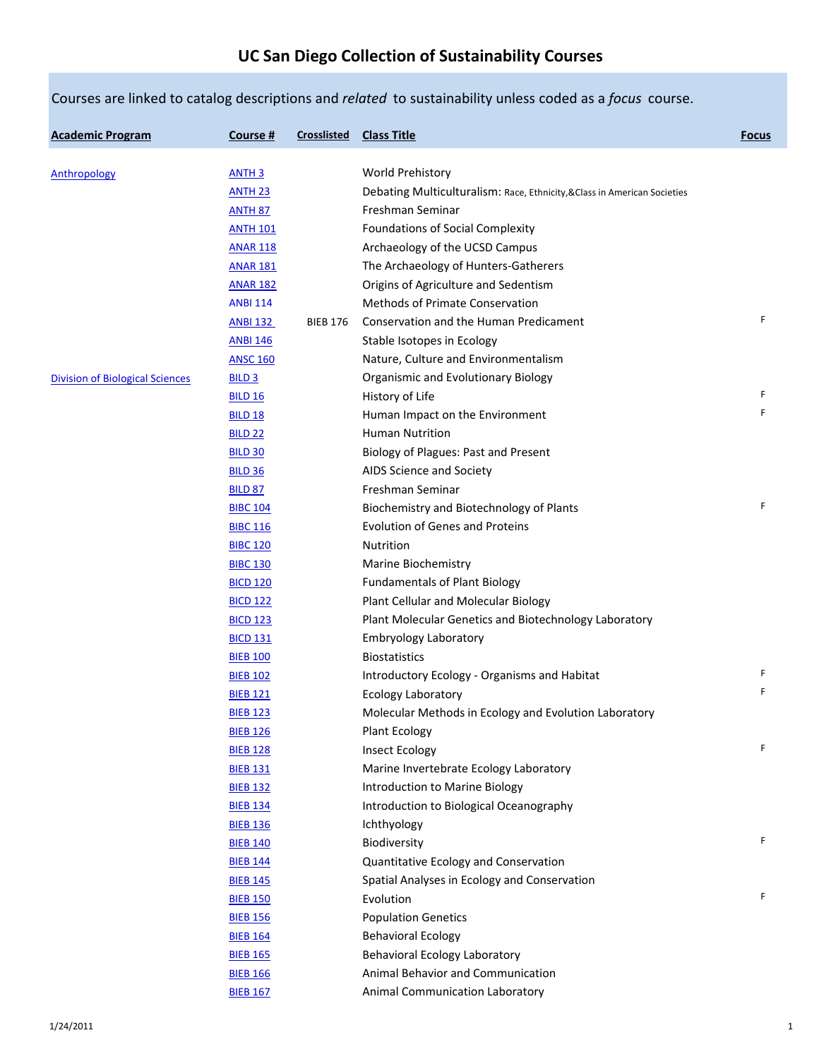# UC San Diego Collection of Sustainability Courses

Courses are linked to catalog descriptions and *related* to sustainability unless coded as a *focus* course.

| Academic Program | Course # | Crosslisted | Class Title | Focus |
|---|---|---|---|---|
| Anthropology | ANTH 3 | | World Prehistory | |
| | ANTH 23 | | Debating Multiculturalism: Race, Ethnicity,&Class in American Societies | |
| | ANTH 87 | | Freshman Seminar | |
| | ANTH 101 | | Foundations of Social Complexity | |
| | ANAR 118 | | Archaeology of the UCSD Campus | |
| | ANAR 181 | | The Archaeology of Hunters-Gatherers | |
| | ANAR 182 | | Origins of Agriculture and Sedentism | |
| | ANBI 114 | | Methods of Primate Conservation | |
| | ANBI 132 | BIEB 176 | Conservation and the Human Predicament | F |
| | ANBI 146 | | Stable Isotopes in Ecology | |
| | ANSC 160 | | Nature, Culture and Environmentalism | |
| Division of Biological Sciences | BILD 3 | | Organismic and Evolutionary Biology | |
| | BILD 16 | | History of Life | F |
| | BILD 18 | | Human Impact on the Environment | F |
| | BILD 22 | | Human Nutrition | |
| | BILD 30 | | Biology of Plagues: Past and Present | |
| | BILD 36 | | AIDS Science and Society | |
| | BILD 87 | | Freshman Seminar | |
| | BIBC 104 | | Biochemistry and Biotechnology of Plants | F |
| | BIBC 116 | | Evolution of Genes and Proteins | |
| | BIBC 120 | | Nutrition | |
| | BIBC 130 | | Marine Biochemistry | |
| | BICD 120 | | Fundamentals of Plant Biology | |
| | BICD 122 | | Plant Cellular and Molecular Biology | |
| | BICD 123 | | Plant Molecular Genetics and Biotechnology Laboratory | |
| | BICD 131 | | Embryology Laboratory | |
| | BIEB 100 | | Biostatistics | |
| | BIEB 102 | | Introductory Ecology - Organisms and Habitat | F |
| | BIEB 121 | | Ecology Laboratory | F |
| | BIEB 123 | | Molecular Methods in Ecology and Evolution Laboratory | |
| | BIEB 126 | | Plant Ecology | |
| | BIEB 128 | | Insect Ecology | F |
| | BIEB 131 | | Marine Invertebrate Ecology Laboratory | |
| | BIEB 132 | | Introduction to Marine Biology | |
| | BIEB 134 | | Introduction to Biological Oceanography | |
| | BIEB 136 | | Ichthyology | |
| | BIEB 140 | | Biodiversity | F |
| | BIEB 144 | | Quantitative Ecology and Conservation | |
| | BIEB 145 | | Spatial Analyses in Ecology and Conservation | |
| | BIEB 150 | | Evolution | F |
| | BIEB 156 | | Population Genetics | |
| | BIEB 164 | | Behavioral Ecology | |
| | BIEB 165 | | Behavioral Ecology Laboratory | |
| | BIEB 166 | | Animal Behavior and Communication | |
| | BIEB 167 | | Animal Communication Laboratory | |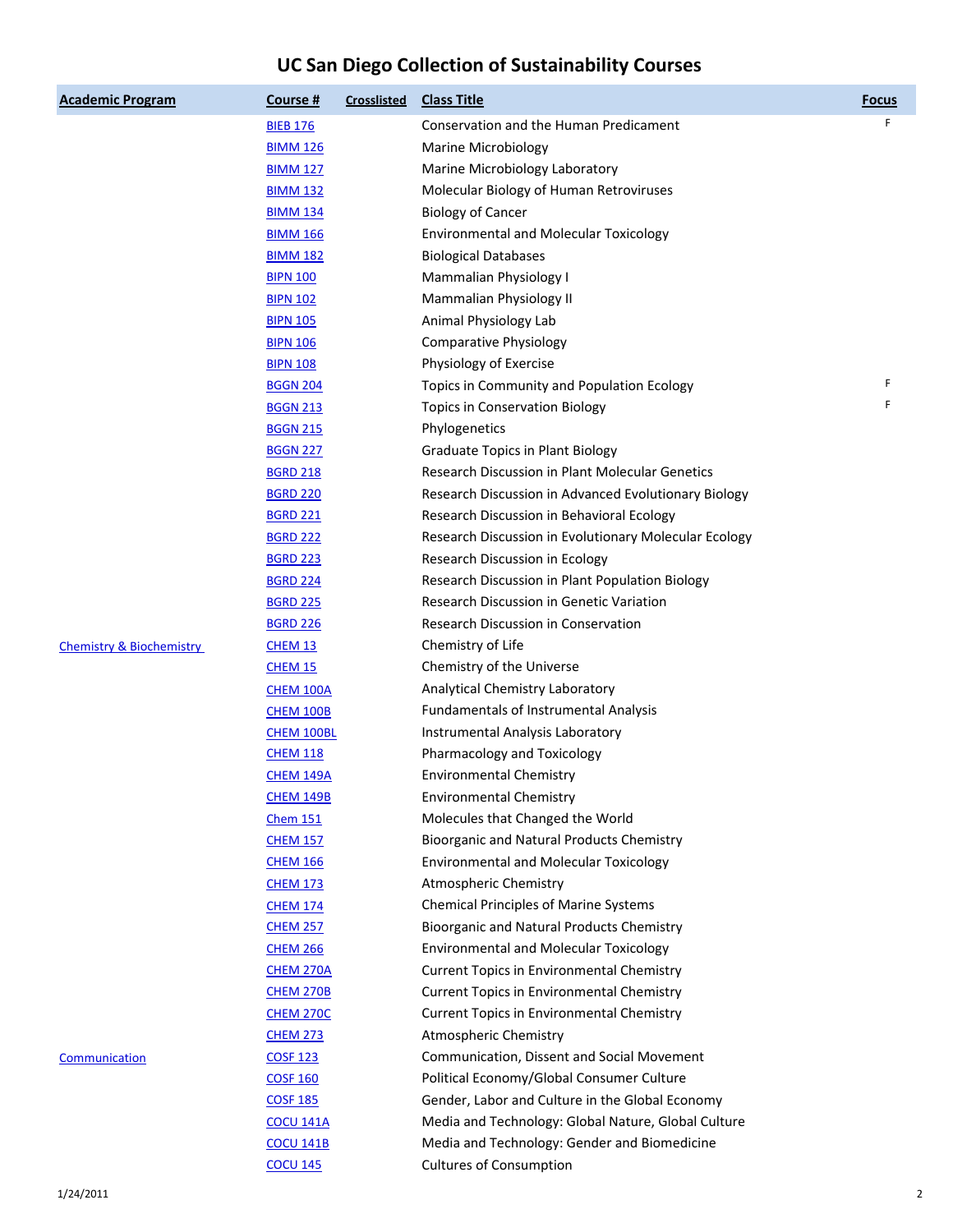# UC San Diego Collection of Sustainability Courses

| Academic Program | Course # | Crosslisted | Class Title | Focus |
|---|---|---|---|---|
| | BIEB 176 | | Conservation and the Human Predicament | F |
| | BIMM 126 | | Marine Microbiology | |
| | BIMM 127 | | Marine Microbiology Laboratory | |
| | BIMM 132 | | Molecular Biology of Human Retroviruses | |
| | BIMM 134 | | Biology of Cancer | |
| | BIMM 166 | | Environmental and Molecular Toxicology | |
| | BIMM 182 | | Biological Databases | |
| | BIPN 100 | | Mammalian Physiology I | |
| | BIPN 102 | | Mammalian Physiology II | |
| | BIPN 105 | | Animal Physiology Lab | |
| | BIPN 106 | | Comparative Physiology | |
| | BIPN 108 | | Physiology of Exercise | |
| | BGGN 204 | | Topics in Community and Population Ecology | F |
| | BGGN 213 | | Topics in Conservation Biology | F |
| | BGGN 215 | | Phylogenetics | |
| | BGGN 227 | | Graduate Topics in Plant Biology | |
| | BGRD 218 | | Research Discussion in Plant Molecular Genetics | |
| | BGRD 220 | | Research Discussion in Advanced Evolutionary Biology | |
| | BGRD 221 | | Research Discussion in Behavioral Ecology | |
| | BGRD 222 | | Research Discussion in Evolutionary Molecular Ecology | |
| | BGRD 223 | | Research Discussion in Ecology | |
| | BGRD 224 | | Research Discussion in Plant Population Biology | |
| | BGRD 225 | | Research Discussion in Genetic Variation | |
| | BGRD 226 | | Research Discussion in Conservation | |
| Chemistry & Biochemistry | CHEM 13 | | Chemistry of Life | |
| | CHEM 15 | | Chemistry of the Universe | |
| | CHEM 100A | | Analytical Chemistry Laboratory | |
| | CHEM 100B | | Fundamentals of Instrumental Analysis | |
| | CHEM 100BL | | Instrumental Analysis Laboratory | |
| | CHEM 118 | | Pharmacology and Toxicology | |
| | CHEM 149A | | Environmental Chemistry | |
| | CHEM 149B | | Environmental Chemistry | |
| | Chem 151 | | Molecules that Changed the World | |
| | CHEM 157 | | Bioorganic and Natural Products Chemistry | |
| | CHEM 166 | | Environmental and Molecular Toxicology | |
| | CHEM 173 | | Atmospheric Chemistry | |
| | CHEM 174 | | Chemical Principles of Marine Systems | |
| | CHEM 257 | | Bioorganic and Natural Products Chemistry | |
| | CHEM 266 | | Environmental and Molecular Toxicology | |
| | CHEM 270A | | Current Topics in Environmental Chemistry | |
| | CHEM 270B | | Current Topics in Environmental Chemistry | |
| | CHEM 270C | | Current Topics in Environmental Chemistry | |
| | CHEM 273 | | Atmospheric Chemistry | |
| Communication | COSF 123 | | Communication, Dissent and Social Movement | |
| | COSF 160 | | Political Economy/Global Consumer Culture | |
| | COSF 185 | | Gender, Labor and Culture in the Global Economy | |
| | COCU 141A | | Media and Technology: Global Nature, Global Culture | |
| | COCU 141B | | Media and Technology: Gender and Biomedicine | |
| | COCU 145 | | Cultures of Consumption | |

1/24/2011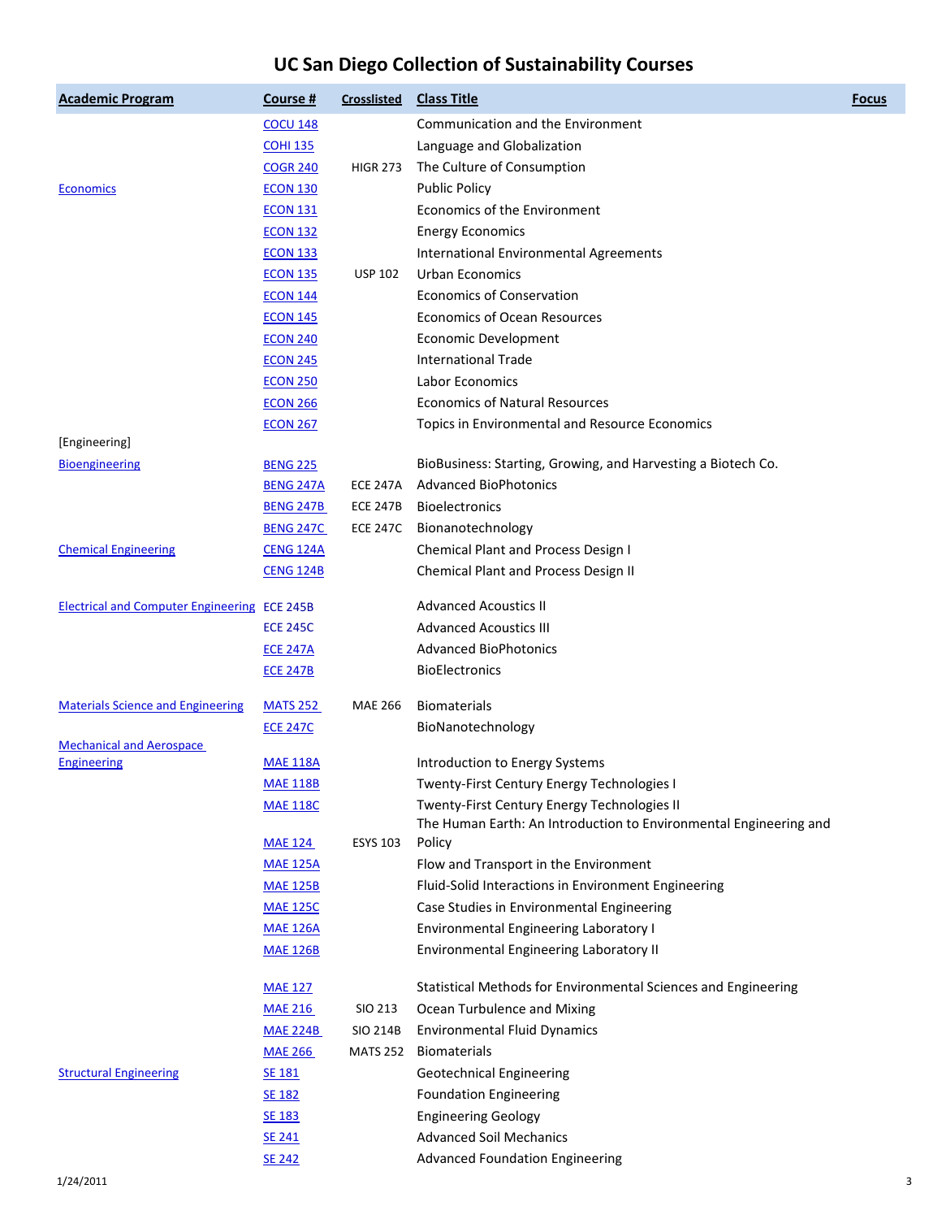# UC San Diego Collection of Sustainability Courses

| Academic Program | Course # | Crosslisted | Class Title | Focus |
|---|---|---|---|---|
| | COCU 148 | | Communication and the Environment | |
| | COHI 135 | | Language and Globalization | |
| | COGR 240 | HIGR 273 | The Culture of Consumption | |
| Economics | ECON 130 | | Public Policy | |
| | ECON 131 | | Economics of the Environment | |
| | ECON 132 | | Energy Economics | |
| | ECON 133 | | International Environmental Agreements | |
| | ECON 135 | USP 102 | Urban Economics | |
| | ECON 144 | | Economics of Conservation | |
| | ECON 145 | | Economics of Ocean Resources | |
| | ECON 240 | | Economic Development | |
| | ECON 245 | | International Trade | |
| | ECON 250 | | Labor Economics | |
| | ECON 266 | | Economics of Natural Resources | |
| | ECON 267 | | Topics in Environmental and Resource Economics | |
| [Engineering] | | | | |
| Bioengineering | BENG 225 | | BioBusiness: Starting, Growing, and Harvesting a Biotech Co. | |
| | BENG 247A | ECE 247A | Advanced BioPhotonics | |
| | BENG 247B | ECE 247B | Bioelectronics | |
| | BENG 247C | ECE 247C | Bionanotechnology | |
| Chemical Engineering | CENG 124A | | Chemical Plant and Process Design I | |
| | CENG 124B | | Chemical Plant and Process Design II | |
| Electrical and Computer Engineering | ECE 245B | | Advanced Acoustics II | |
| | ECE 245C | | Advanced Acoustics III | |
| | ECE 247A | | Advanced BioPhotonics | |
| | ECE 247B | | BioElectronics | |
| Materials Science and Engineering | MATS 252 | MAE 266 | Biomaterials | |
| | ECE 247C | | BioNanotechnology | |
| Mechanical and Aerospace Engineering | MAE 118A | | Introduction to Energy Systems | |
| | MAE 118B | | Twenty-First Century Energy Technologies I | |
| | MAE 118C | | Twenty-First Century Energy Technologies II | |
| | MAE 124 | ESYS 103 | The Human Earth: An Introduction to Environmental Engineering and Policy | |
| | MAE 125A | | Flow and Transport in the Environment | |
| | MAE 125B | | Fluid-Solid Interactions in Environment Engineering | |
| | MAE 125C | | Case Studies in Environmental Engineering | |
| | MAE 126A | | Environmental Engineering Laboratory I | |
| | MAE 126B | | Environmental Engineering Laboratory II | |
| | MAE 127 | | Statistical Methods for Environmental Sciences and Engineering | |
| | MAE 216 | SIO 213 | Ocean Turbulence and Mixing | |
| | MAE 224B | SIO 214B | Environmental Fluid Dynamics | |
| | MAE 266 | MATS 252 | Biomaterials | |
| Structural Engineering | SE 181 | | Geotechnical Engineering | |
| | SE 182 | | Foundation Engineering | |
| | SE 183 | | Engineering Geology | |
| | SE 241 | | Advanced Soil Mechanics | |
| | SE 242 | | Advanced Foundation Engineering | |

1/24/2011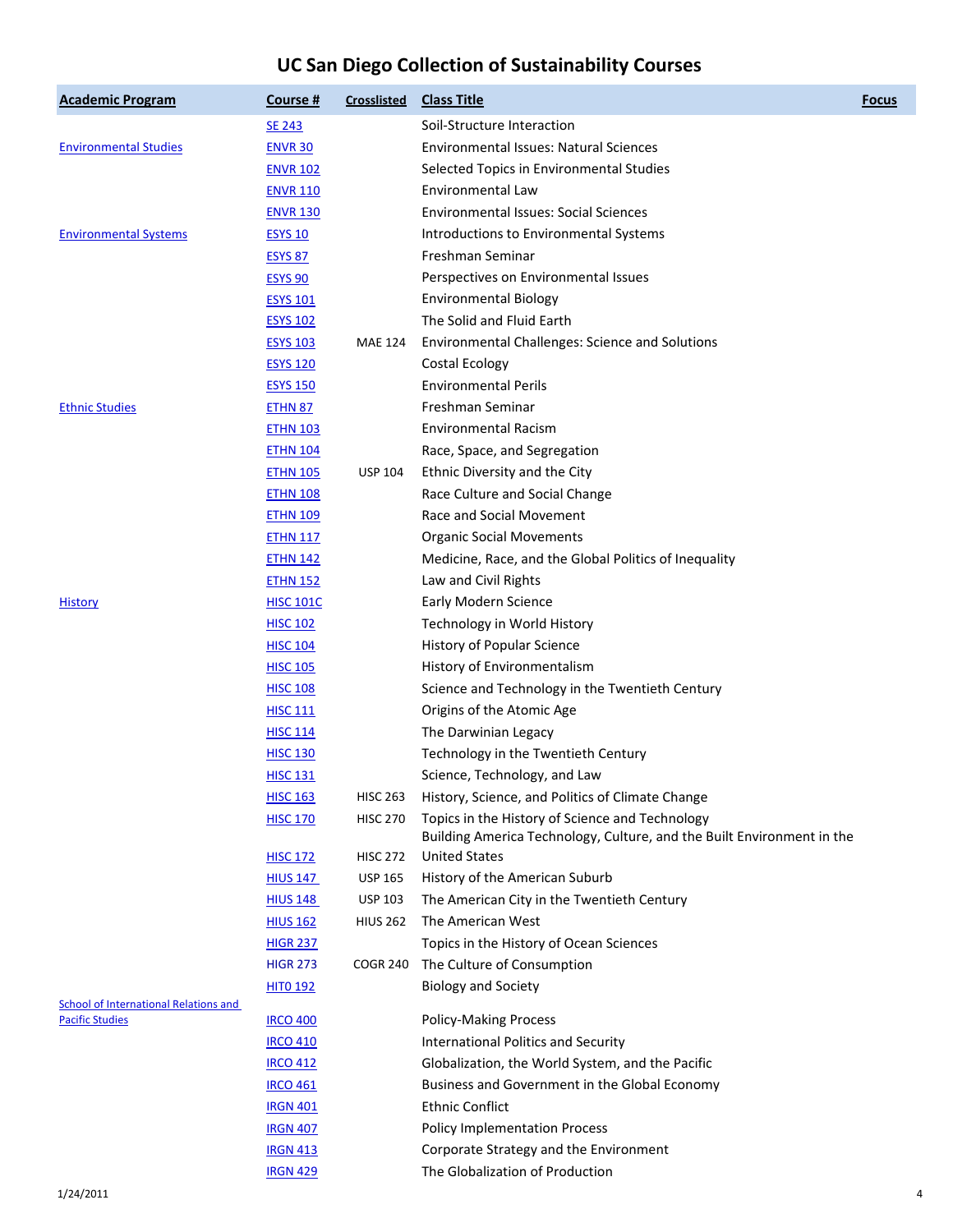# UC San Diego Collection of Sustainability Courses

| Academic Program | Course # | Crosslisted | Class Title | Focus |
|---|---|---|---|---|
| | SE 243 | | Soil-Structure Interaction | |
| Environmental Studies | ENVR 30 | | Environmental Issues: Natural Sciences | |
| | ENVR 102 | | Selected Topics in Environmental Studies | |
| | ENVR 110 | | Environmental Law | |
| | ENVR 130 | | Environmental Issues: Social Sciences | |
| Environmental Systems | ESYS 10 | | Introductions to Environmental Systems | |
| | ESYS 87 | | Freshman Seminar | |
| | ESYS 90 | | Perspectives on Environmental Issues | |
| | ESYS 101 | | Environmental Biology | |
| | ESYS 102 | | The Solid and Fluid Earth | |
| | ESYS 103 | MAE 124 | Environmental Challenges: Science and Solutions | |
| | ESYS 120 | | Costal Ecology | |
| | ESYS 150 | | Environmental Perils | |
| Ethnic Studies | ETHN 87 | | Freshman Seminar | |
| | ETHN 103 | | Environmental Racism | |
| | ETHN 104 | | Race, Space, and Segregation | |
| | ETHN 105 | USP 104 | Ethnic Diversity and the City | |
| | ETHN 108 | | Race Culture and Social Change | |
| | ETHN 109 | | Race and Social Movement | |
| | ETHN 117 | | Organic Social Movements | |
| | ETHN 142 | | Medicine, Race, and the Global Politics of Inequality | |
| | ETHN 152 | | Law and Civil Rights | |
| History | HISC 101C | | Early Modern Science | |
| | HISC 102 | | Technology in World History | |
| | HISC 104 | | History of Popular Science | |
| | HISC 105 | | History of Environmentalism | |
| | HISC 108 | | Science and Technology in the Twentieth Century | |
| | HISC 111 | | Origins of the Atomic Age | |
| | HISC 114 | | The Darwinian Legacy | |
| | HISC 130 | | Technology in the Twentieth Century | |
| | HISC 131 | | Science, Technology, and Law | |
| | HISC 163 | HISC 263 | History, Science, and Politics of Climate Change | |
| | HISC 170 | HISC 270 | Topics in the History of Science and Technology | |
| | HISC 172 | HISC 272 | Building America Technology, Culture, and the Built Environment in the United States | |
| | HIUS 147 | USP 165 | History of the American Suburb | |
| | HIUS 148 | USP 103 | The American City in the Twentieth Century | |
| | HIUS 162 | HIUS 262 | The American West | |
| | HIGR 237 | | Topics in the History of Ocean Sciences | |
| | HIGR 273 | COGR 240 | The Culture of Consumption | |
| | HITO 192 | | Biology and Society | |
| School of International Relations and Pacific Studies | IRCO 400 | | Policy-Making Process | |
| | IRCO 410 | | International Politics and Security | |
| | IRCO 412 | | Globalization, the World System, and the Pacific | |
| | IRCO 461 | | Business and Government in the Global Economy | |
| | IRGN 401 | | Ethnic Conflict | |
| | IRGN 407 | | Policy Implementation Process | |
| | IRGN 413 | | Corporate Strategy and the Environment | |
| | IRGN 429 | | The Globalization of Production | |

1/24/2011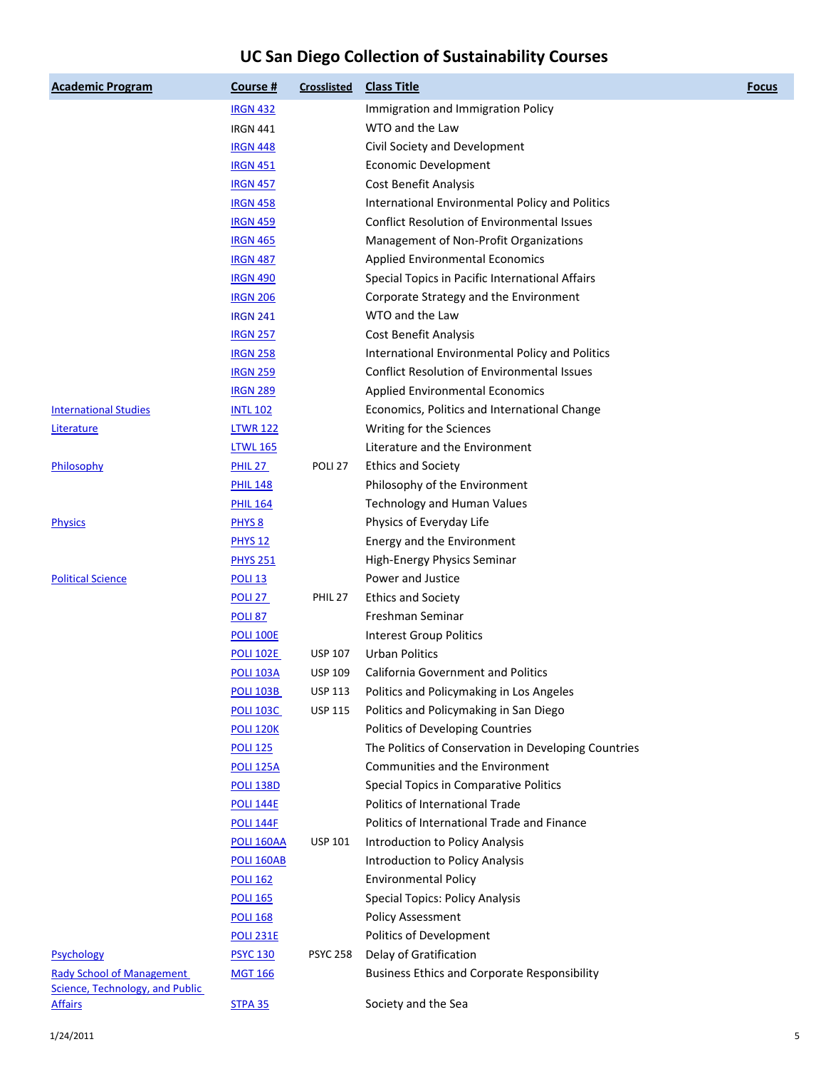# UC San Diego Collection of Sustainability Courses

| Academic Program | Course # | Crosslisted | Class Title | Focus |
|---|---|---|---|---|
| | IRGN 432 | | Immigration and Immigration Policy | |
| | IRGN 441 | | WTO and the Law | |
| | IRGN 448 | | Civil Society and Development | |
| | IRGN 451 | | Economic Development | |
| | IRGN 457 | | Cost Benefit Analysis | |
| | IRGN 458 | | International Environmental Policy and Politics | |
| | IRGN 459 | | Conflict Resolution of Environmental Issues | |
| | IRGN 465 | | Management of Non-Profit Organizations | |
| | IRGN 487 | | Applied Environmental Economics | |
| | IRGN 490 | | Special Topics in Pacific International Affairs | |
| | IRGN 206 | | Corporate Strategy and the Environment | |
| | IRGN 241 | | WTO and the Law | |
| | IRGN 257 | | Cost Benefit Analysis | |
| | IRGN 258 | | International Environmental Policy and Politics | |
| | IRGN 259 | | Conflict Resolution of Environmental Issues | |
| | IRGN 289 | | Applied Environmental Economics | |
| International Studies | INTL 102 | | Economics, Politics and International Change | |
| Literature | LTWR 122 | | Writing for the Sciences | |
| | LTWL 165 | | Literature and the Environment | |
| Philosophy | PHIL 27 | POLI 27 | Ethics and Society | |
| | PHIL 148 | | Philosophy of the Environment | |
| | PHIL 164 | | Technology and Human Values | |
| Physics | PHYS 8 | | Physics of Everyday Life | |
| | PHYS 12 | | Energy and the Environment | |
| | PHYS 251 | | High-Energy Physics Seminar | |
| Political Science | POLI 13 | | Power and Justice | |
| | POLI 27 | PHIL 27 | Ethics and Society | |
| | POLI 87 | | Freshman Seminar | |
| | POLI 100E | | Interest Group Politics | |
| | POLI 102E | USP 107 | Urban Politics | |
| | POLI 103A | USP 109 | California Government and Politics | |
| | POLI 103B | USP 113 | Politics and Policymaking in Los Angeles | |
| | POLI 103C | USP 115 | Politics and Policymaking in San Diego | |
| | POLI 120K | | Politics of Developing Countries | |
| | POLI 125 | | The Politics of Conservation in Developing Countries | |
| | POLI 125A | | Communities and the Environment | |
| | POLI 138D | | Special Topics in Comparative Politics | |
| | POLI 144E | | Politics of International Trade | |
| | POLI 144F | | Politics of International Trade and Finance | |
| | POLI 160AA | USP 101 | Introduction to Policy Analysis | |
| | POLI 160AB | | Introduction to Policy Analysis | |
| | POLI 162 | | Environmental Policy | |
| | POLI 165 | | Special Topics: Policy Analysis | |
| | POLI 168 | | Policy Assessment | |
| | POLI 231E | | Politics of Development | |
| Psychology | PSYC 130 | PSYC 258 | Delay of Gratification | |
| Rady School of Management | MGT 166 | | Business Ethics and Corporate Responsibility | |
| Science, Technology, and Public Affairs | STPA 35 | | Society and the Sea | |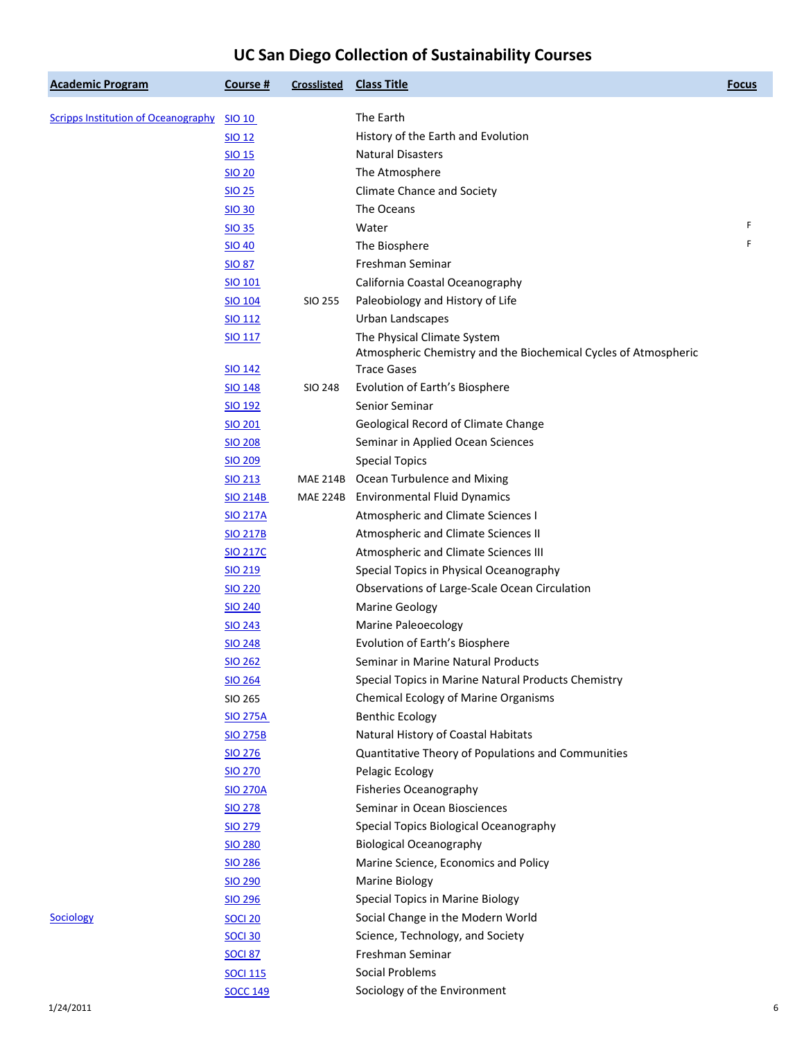# UC San Diego Collection of Sustainability Courses

| Academic Program | Course # | Crosslisted | Class Title | Focus |
|---|---|---|---|---|
| Scripps Institution of Oceanography | SIO 10 | | The Earth | |
| | SIO 12 | | History of the Earth and Evolution | |
| | SIO 15 | | Natural Disasters | |
| | SIO 20 | | The Atmosphere | |
| | SIO 25 | | Climate Chance and Society | |
| | SIO 30 | | The Oceans | |
| | SIO 35 | | Water | F |
| | SIO 40 | | The Biosphere | F |
| | SIO 87 | | Freshman Seminar | |
| | SIO 101 | | California Coastal Oceanography | |
| | SIO 104 | SIO 255 | Paleobiology and History of Life | |
| | SIO 112 | | Urban Landscapes | |
| | SIO 117 | | The Physical Climate System | |
| | SIO 142 | | Atmospheric Chemistry and the Biochemical Cycles of Atmospheric Trace Gases | |
| | SIO 148 | SIO 248 | Evolution of Earth's Biosphere | |
| | SIO 192 | | Senior Seminar | |
| | SIO 201 | | Geological Record of Climate Change | |
| | SIO 208 | | Seminar in Applied Ocean Sciences | |
| | SIO 209 | | Special Topics | |
| | SIO 213 | MAE 214B | Ocean Turbulence and Mixing | |
| | SIO 214B | MAE 224B | Environmental Fluid Dynamics | |
| | SIO 217A | | Atmospheric and Climate Sciences I | |
| | SIO 217B | | Atmospheric and Climate Sciences II | |
| | SIO 217C | | Atmospheric and Climate Sciences III | |
| | SIO 219 | | Special Topics in Physical Oceanography | |
| | SIO 220 | | Observations of Large-Scale Ocean Circulation | |
| | SIO 240 | | Marine Geology | |
| | SIO 243 | | Marine Paleoecology | |
| | SIO 248 | | Evolution of Earth's Biosphere | |
| | SIO 262 | | Seminar in Marine Natural Products | |
| | SIO 264 | | Special Topics in Marine Natural Products Chemistry | |
| | SIO 265 | | Chemical Ecology of Marine Organisms | |
| | SIO 275A | | Benthic Ecology | |
| | SIO 275B | | Natural History of Coastal Habitats | |
| | SIO 276 | | Quantitative Theory of Populations and Communities | |
| | SIO 270 | | Pelagic Ecology | |
| | SIO 270A | | Fisheries Oceanography | |
| | SIO 278 | | Seminar in Ocean Biosciences | |
| | SIO 279 | | Special Topics Biological Oceanography | |
| | SIO 280 | | Biological Oceanography | |
| | SIO 286 | | Marine Science, Economics and Policy | |
| | SIO 290 | | Marine Biology | |
| | SIO 296 | | Special Topics in Marine Biology | |
| Sociology | SOCI 20 | | Social Change in the Modern World | |
| | SOCI 30 | | Science, Technology, and Society | |
| | SOCI 87 | | Freshman Seminar | |
| | SOCI 115 | | Social Problems | |
| | SOCC 149 | | Sociology of the Environment | |

1/24/2011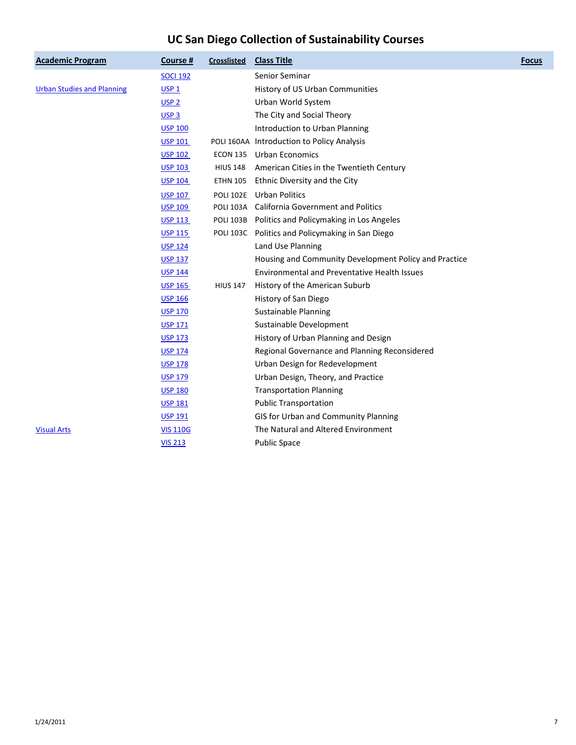# UC San Diego Collection of Sustainability Courses

| Academic Program | Course # | Crosslisted | Class Title | Focus |
| --- | --- | --- | --- | --- |
| | SOCI 192 | | Senior Seminar | |
| Urban Studies and Planning | USP 1 | | History of US Urban Communities | |
| | USP 2 | | Urban World System | |
| | USP 3 | | The City and Social Theory | |
| | USP 100 | | Introduction to Urban Planning | |
| | USP 101 | POLI 160AA | Introduction to Policy Analysis | |
| | USP 102 | ECON 135 | Urban Economics | |
| | USP 103 | HIUS 148 | American Cities in the Twentieth Century | |
| | USP 104 | ETHN 105 | Ethnic Diversity and the City | |
| | USP 107 | POLI 102E | Urban Politics | |
| | USP 109 | POLI 103A | California Government and Politics | |
| | USP 113 | POLI 103B | Politics and Policymaking in Los Angeles | |
| | USP 115 | POLI 103C | Politics and Policymaking in San Diego | |
| | USP 124 | | Land Use Planning | |
| | USP 137 | | Housing and Community Development Policy and Practice | |
| | USP 144 | | Environmental and Preventative Health Issues | |
| | USP 165 | HIUS 147 | History of the American Suburb | |
| | USP 166 | | History of San Diego | |
| | USP 170 | | Sustainable Planning | |
| | USP 171 | | Sustainable Development | |
| | USP 173 | | History of Urban Planning and Design | |
| | USP 174 | | Regional Governance and Planning Reconsidered | |
| | USP 178 | | Urban Design for Redevelopment | |
| | USP 179 | | Urban Design, Theory, and Practice | |
| | USP 180 | | Transportation Planning | |
| | USP 181 | | Public Transportation | |
| | USP 191 | | GIS for Urban and Community Planning | |
| Visual Arts | VIS 110G | | The Natural and Altered Environment | |
| | VIS 213 | | Public Space | |

1/24/2011